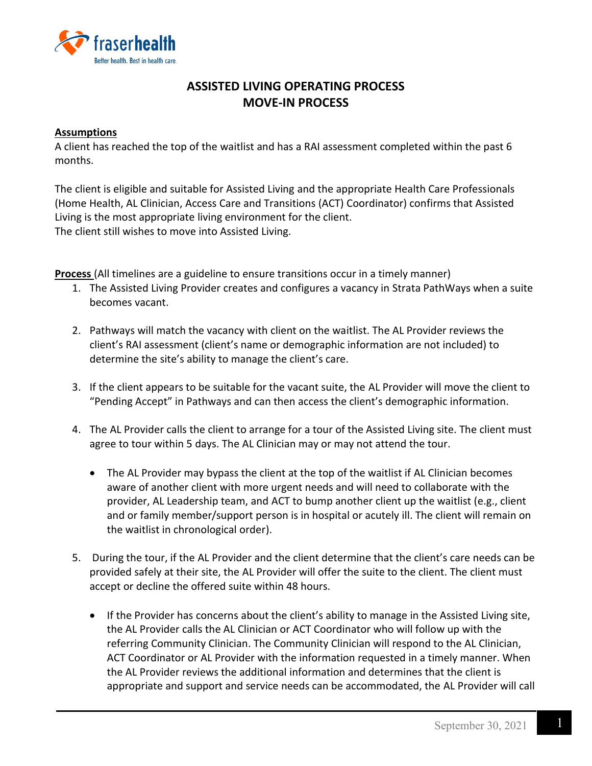# ASSISTED LIVING OPERATING PROCESS
# MOVE-IN PROCESS

**Assumptions**

A client has reached the top of the waitlist and has a RAI assessment completed within the past 6 months.

The client is eligible and suitable for Assisted Living and the appropriate Health Care Professionals (Home Health, AL Clinician, Access Care and Transitions (ACT) Coordinator) confirms that Assisted Living is the most appropriate living environment for the client.
The client still wishes to move into Assisted Living.

**Process** (All timelines are a guideline to ensure transitions occur in a timely manner)

1. The Assisted Living Provider creates and configures a vacancy in Strata PathWays when a suite becomes vacant.

2. Pathways will match the vacancy with client on the waitlist. The AL Provider reviews the client's RAI assessment (client's name or demographic information are not included) to determine the site's ability to manage the client's care.

3. If the client appears to be suitable for the vacant suite, the AL Provider will move the client to "Pending Accept" in Pathways and can then access the client's demographic information.

4. The AL Provider calls the client to arrange for a tour of the Assisted Living site. The client must agree to tour within 5 days. The AL Clinician may or may not attend the tour.

   - The AL Provider may bypass the client at the top of the waitlist if AL Clinician becomes aware of another client with more urgent needs and will need to collaborate with the provider, AL Leadership team, and ACT to bump another client up the waitlist (e.g., client and or family member/support person is in hospital or acutely ill. The client will remain on the waitlist in chronological order).

5. During the tour, if the AL Provider and the client determine that the client's care needs can be provided safely at their site, the AL Provider will offer the suite to the client. The client must accept or decline the offered suite within 48 hours.

   - If the Provider has concerns about the client's ability to manage in the Assisted Living site, the AL Provider calls the AL Clinician or ACT Coordinator who will follow up with the referring Community Clinician. The Community Clinician will respond to the AL Clinician, ACT Coordinator or AL Provider with the information requested in a timely manner. When the AL Provider reviews the additional information and determines that the client is appropriate and support and service needs can be accommodated, the AL Provider will call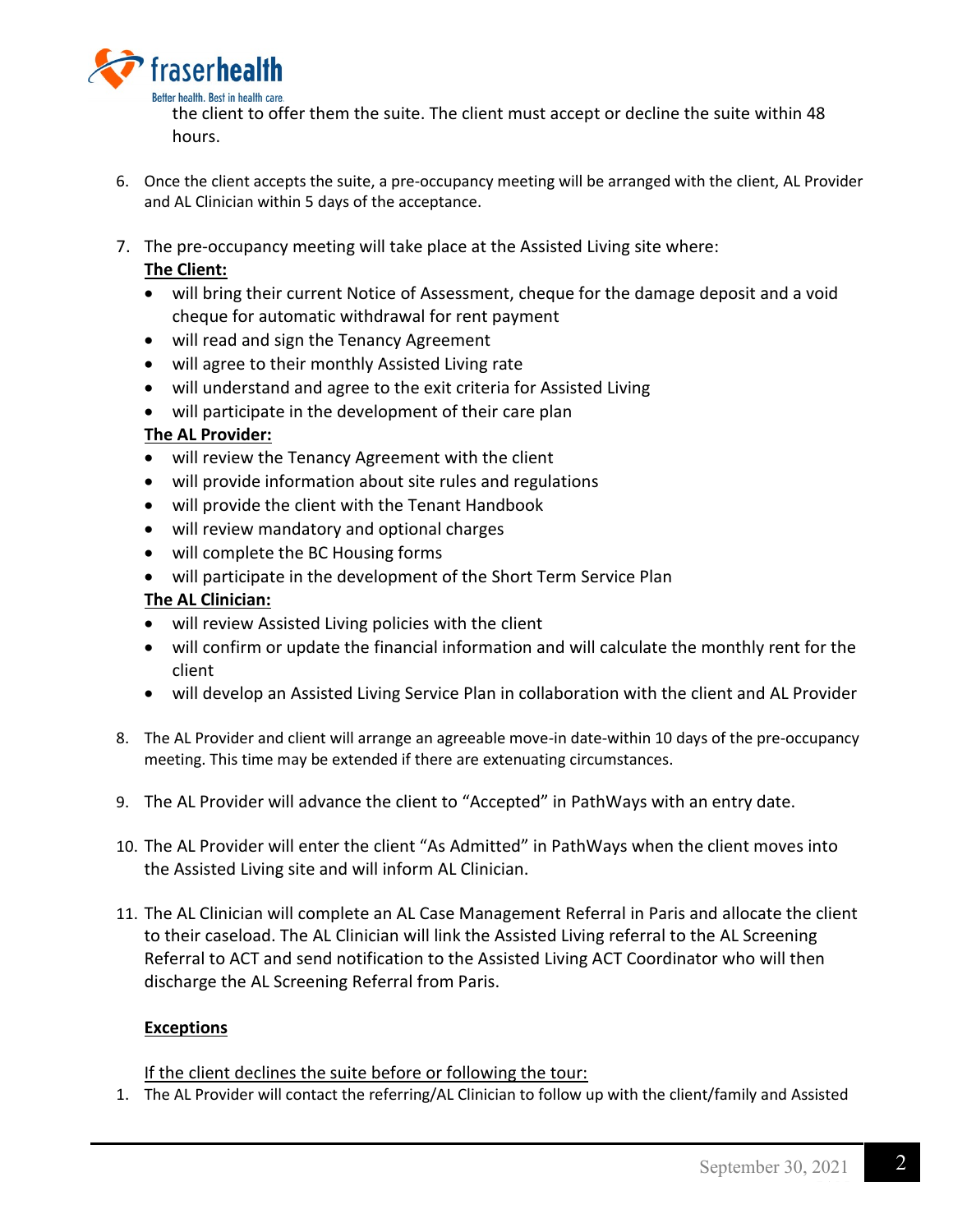the client to offer them the suite. The client must accept or decline the suite within 48 hours.

6. Once the client accepts the suite, a pre-occupancy meeting will be arranged with the client, AL Provider and AL Clinician within 5 days of the acceptance.

7. The pre-occupancy meeting will take place at the Assisted Living site where:

   **The Client:**
   - will bring their current Notice of Assessment, cheque for the damage deposit and a void cheque for automatic withdrawal for rent payment
   - will read and sign the Tenancy Agreement
   - will agree to their monthly Assisted Living rate
   - will understand and agree to the exit criteria for Assisted Living
   - will participate in the development of their care plan

   **The AL Provider:**
   - will review the Tenancy Agreement with the client
   - will provide information about site rules and regulations
   - will provide the client with the Tenant Handbook
   - will review mandatory and optional charges
   - will complete the BC Housing forms
   - will participate in the development of the Short Term Service Plan

   **The AL Clinician:**
   - will review Assisted Living policies with the client
   - will confirm or update the financial information and will calculate the monthly rent for the client
   - will develop an Assisted Living Service Plan in collaboration with the client and AL Provider

8. The AL Provider and client will arrange an agreeable move-in date-within 10 days of the pre-occupancy meeting. This time may be extended if there are extenuating circumstances.

9. The AL Provider will advance the client to "Accepted" in PathWays with an entry date.

10. The AL Provider will enter the client "As Admitted" in PathWays when the client moves into the Assisted Living site and will inform AL Clinician.

11. The AL Clinician will complete an AL Case Management Referral in Paris and allocate the client to their caseload. The AL Clinician will link the Assisted Living referral to the AL Screening Referral to ACT and send notification to the Assisted Living ACT Coordinator who will then discharge the AL Screening Referral from Paris.

**Exceptions**

If the client declines the suite before or following the tour:

1. The AL Provider will contact the referring/AL Clinician to follow up with the client/family and Assisted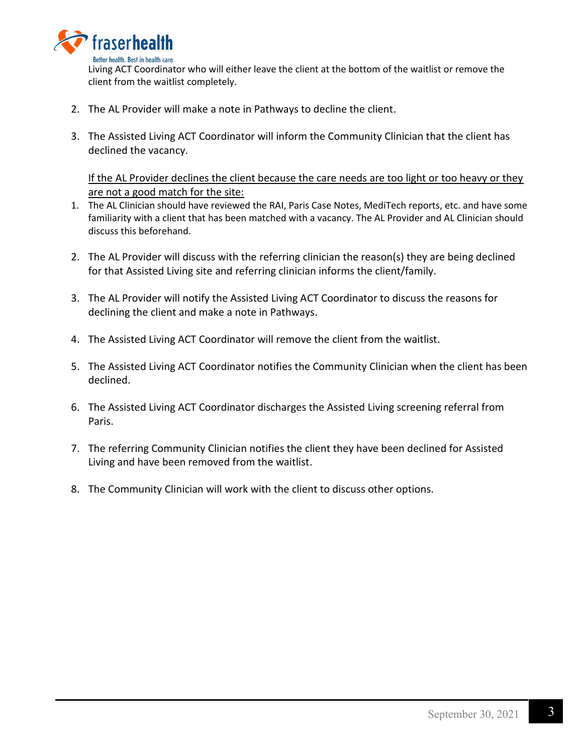Living ACT Coordinator who will either leave the client at the bottom of the waitlist or remove the client from the waitlist completely.

2. The AL Provider will make a note in Pathways to decline the client.

3. The Assisted Living ACT Coordinator will inform the Community Clinician that the client has declined the vacancy.

<u>If the AL Provider declines the client because the care needs are too light or too heavy or they are not a good match for the site:</u>

1. The AL Clinician should have reviewed the RAI, Paris Case Notes, MediTech reports, etc. and have some familiarity with a client that has been matched with a vacancy. The AL Provider and AL Clinician should discuss this beforehand.

2. The AL Provider will discuss with the referring clinician the reason(s) they are being declined for that Assisted Living site and referring clinician informs the client/family.

3. The AL Provider will notify the Assisted Living ACT Coordinator to discuss the reasons for declining the client and make a note in Pathways.

4. The Assisted Living ACT Coordinator will remove the client from the waitlist.

5. The Assisted Living ACT Coordinator notifies the Community Clinician when the client has been declined.

6. The Assisted Living ACT Coordinator discharges the Assisted Living screening referral from Paris.

7. The referring Community Clinician notifies the client they have been declined for Assisted Living and have been removed from the waitlist.

8. The Community Clinician will work with the client to discuss other options.